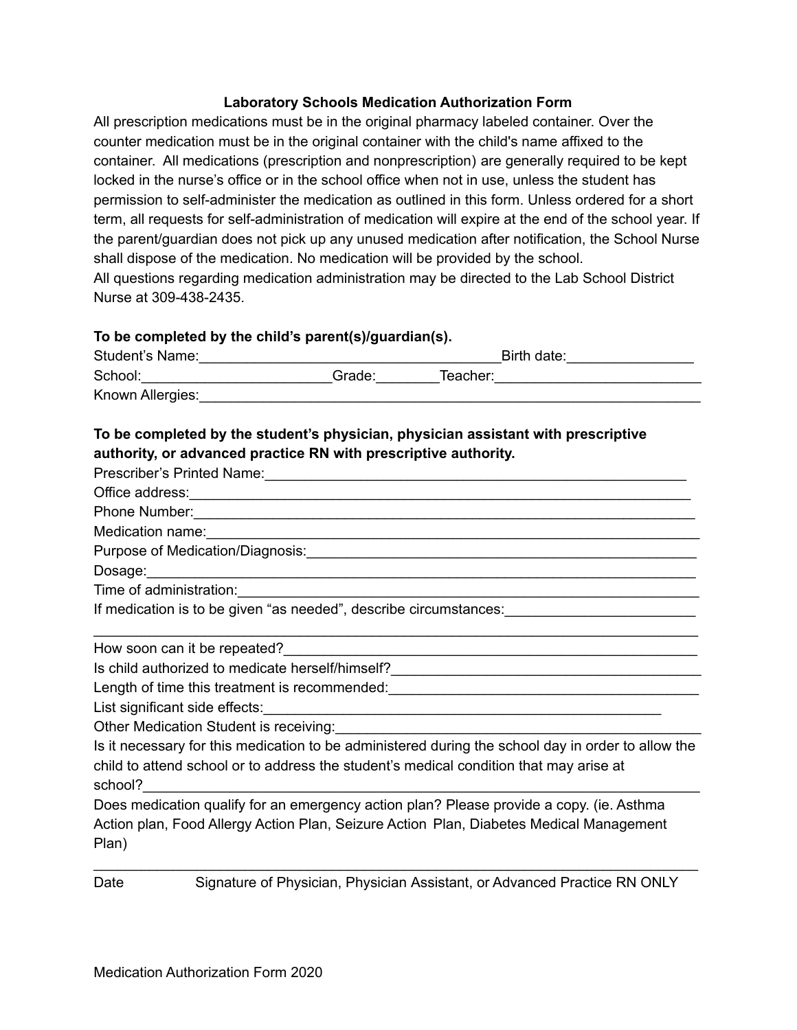# Laboratory Schools Medication Authorization Form

All prescription medications must be in the original pharmacy labeled container. Over the counter medication must be in the original container with the child's name affixed to the container. All medications (prescription and nonprescription) are generally required to be kept locked in the nurse's office or in the school office when not in use, unless the student has permission to self-administer the medication as outlined in this form. Unless ordered for a short term, all requests for self-administration of medication will expire at the end of the school year. If the parent/guardian does not pick up any unused medication after notification, the School Nurse shall dispose of the medication. No medication will be provided by the school.
All questions regarding medication administration may be directed to the Lab School District Nurse at 309-438-2435.

**To be completed by the child's parent(s)/guardian(s).**

Student's Name:______________________________________Birth date:________________

School:________________________Grade:________Teacher:__________________________

Known Allergies:_________________________________________________________________

**To be completed by the student's physician, physician assistant with prescriptive authority, or advanced practice RN with prescriptive authority.**

Prescriber's Printed Name:_____________________________________________________

Office address:_____________________________________________________________

Phone Number:______________________________________________________________

Medication name:____________________________________________________________

Purpose of Medication/Diagnosis:________________________________________________

Dosage:___________________________________________________________________

Time of administration:________________________________________________________

If medication is to be given "as needed", describe circumstances:________________________

_________________________________________________________________________

How soon can it be repeated?___________________________________________________

Is child authorized to medicate herself/himself?_____________________________________

Length of time this treatment is recommended:_____________________________________

List significant side effects:______________________________________________

Other Medication Student is receiving:_____________________________________________

Is it necessary for this medication to be administered during the school day in order to allow the child to attend school or to address the student's medical condition that may arise at school?_____________________________________________________________________

Does medication qualify for an emergency action plan? Please provide a copy. (ie. Asthma Action plan, Food Allergy Action Plan, Seizure Action Plan, Diabetes Medical Management Plan)

_________________________________________________________________________

Date Signature of Physician, Physician Assistant, or Advanced Practice RN ONLY

Medication Authorization Form 2020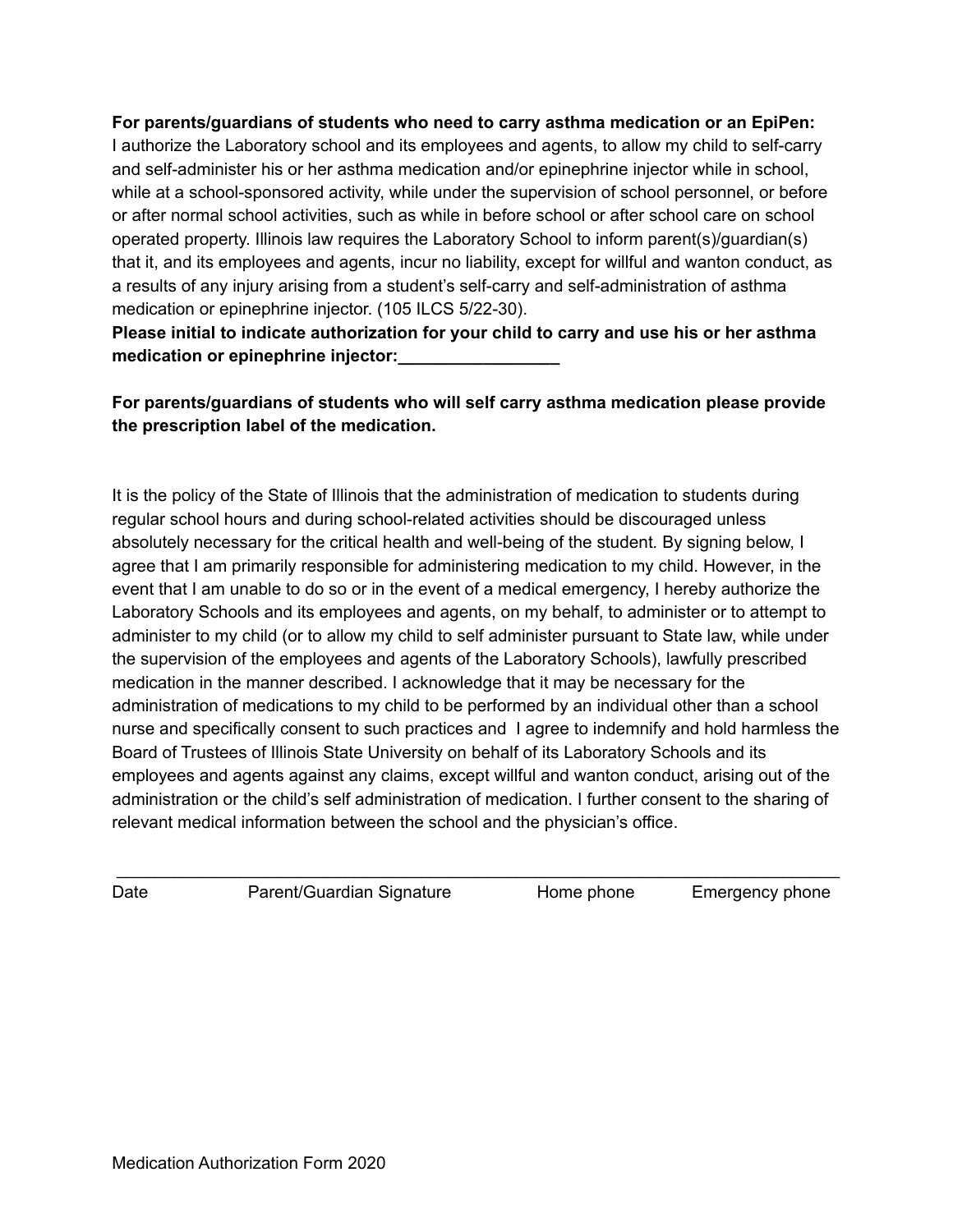**For parents/guardians of students who need to carry asthma medication or an EpiPen:**
I authorize the Laboratory school and its employees and agents, to allow my child to self-carry and self-administer his or her asthma medication and/or epinephrine injector while in school, while at a school-sponsored activity, while under the supervision of school personnel, or before or after normal school activities, such as while in before school or after school care on school operated property. Illinois law requires the Laboratory School to inform parent(s)/guardian(s) that it, and its employees and agents, incur no liability, except for willful and wanton conduct, as a results of any injury arising from a student's self-carry and self-administration of asthma medication or epinephrine injector. (105 ILCS 5/22-30).
**Please initial to indicate authorization for your child to carry and use his or her asthma medication or epinephrine injector:_________________**

**For parents/guardians of students who will self carry asthma medication please provide the prescription label of the medication.**

It is the policy of the State of Illinois that the administration of medication to students during regular school hours and during school-related activities should be discouraged unless absolutely necessary for the critical health and well-being of the student. By signing below, I agree that I am primarily responsible for administering medication to my child. However, in the event that I am unable to do so or in the event of a medical emergency, I hereby authorize the Laboratory Schools and its employees and agents, on my behalf, to administer or to attempt to administer to my child (or to allow my child to self administer pursuant to State law, while under the supervision of the employees and agents of the Laboratory Schools), lawfully prescribed medication in the manner described. I acknowledge that it may be necessary for the administration of medications to my child to be performed by an individual other than a school nurse and specifically consent to such practices and I agree to indemnify and hold harmless the Board of Trustees of Illinois State University on behalf of its Laboratory Schools and its employees and agents against any claims, except willful and wanton conduct, arising out of the administration or the child's self administration of medication. I further consent to the sharing of relevant medical information between the school and the physician's office.

_______________________________________________________________________________

Date    Parent/Guardian Signature    Home phone    Emergency phone

Medication Authorization Form 2020